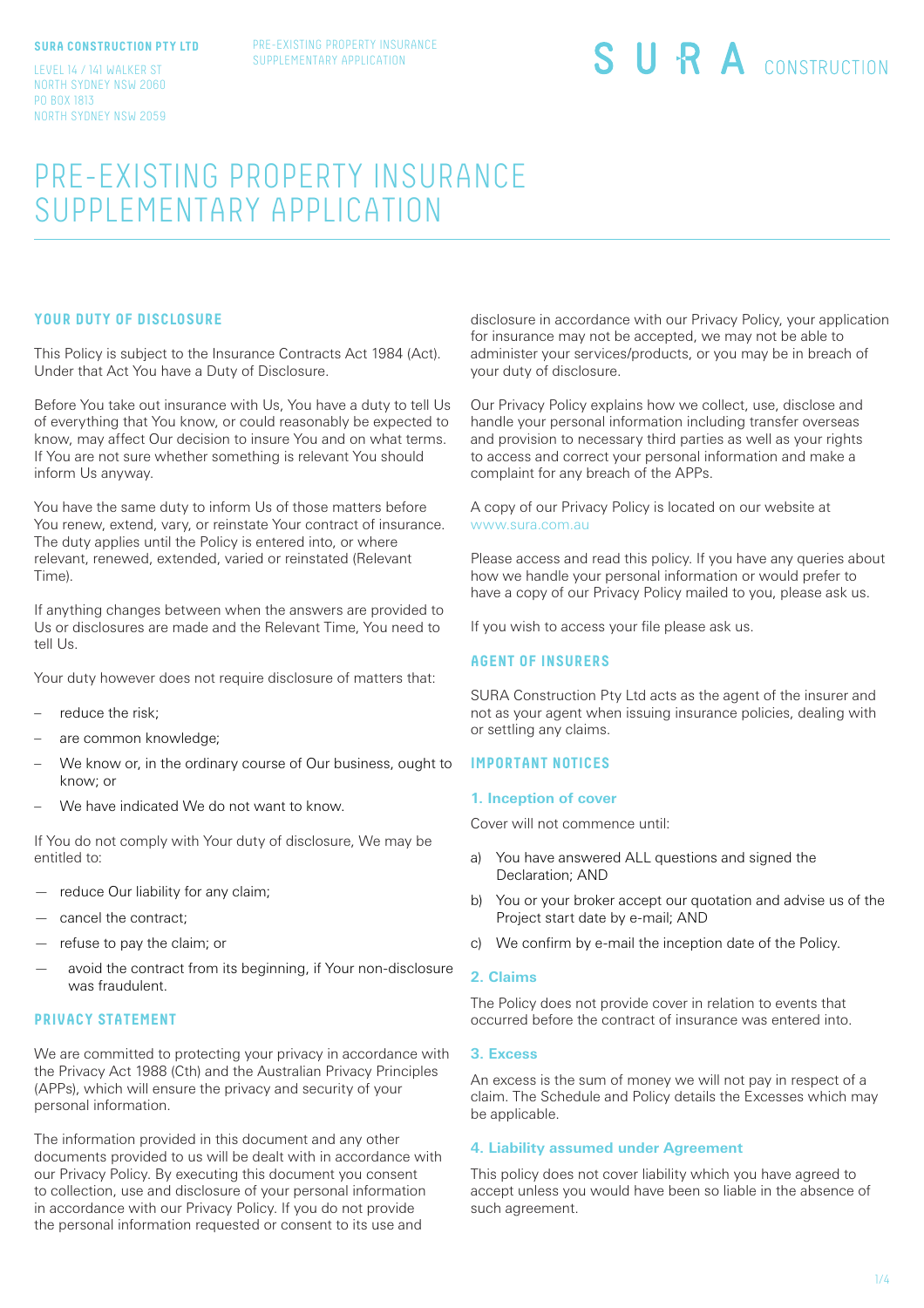**SURA CONSTRUCTION PTY LTD**

LEVEL 14 / 141 WALKER ST
NORTH SYDNEY NSW 2060
PO BOX 1813
NORTH SYDNEY NSW 2059

SURA CONSTRUCTION

# PRE-EXISTING PROPERTY INSURANCE SUPPLEMENTARY APPLICATION

## YOUR DUTY OF DISCLOSURE

This Policy is subject to the Insurance Contracts Act 1984 (Act). Under that Act You have a Duty of Disclosure.

Before You take out insurance with Us, You have a duty to tell Us of everything that You know, or could reasonably be expected to know, may affect Our decision to insure You and on what terms. If You are not sure whether something is relevant You should inform Us anyway.

You have the same duty to inform Us of those matters before You renew, extend, vary, or reinstate Your contract of insurance. The duty applies until the Policy is entered into, or where relevant, renewed, extended, varied or reinstated (Relevant Time).

If anything changes between when the answers are provided to Us or disclosures are made and the Relevant Time, You need to tell Us.

Your duty however does not require disclosure of matters that:

- reduce the risk;
- are common knowledge;
- We know or, in the ordinary course of Our business, ought to know; or
- We have indicated We do not want to know.

If You do not comply with Your duty of disclosure, We may be entitled to:

- reduce Our liability for any claim;
- cancel the contract;
- refuse to pay the claim; or
- avoid the contract from its beginning, if Your non-disclosure was fraudulent.

## PRIVACY STATEMENT

We are committed to protecting your privacy in accordance with the Privacy Act 1988 (Cth) and the Australian Privacy Principles (APPs), which will ensure the privacy and security of your personal information.

The information provided in this document and any other documents provided to us will be dealt with in accordance with our Privacy Policy. By executing this document you consent to collection, use and disclosure of your personal information in accordance with our Privacy Policy. If you do not provide the personal information requested or consent to its use and disclosure in accordance with our Privacy Policy, your application for insurance may not be accepted, we may not be able to administer your services/products, or you may be in breach of your duty of disclosure.

Our Privacy Policy explains how we collect, use, disclose and handle your personal information including transfer overseas and provision to necessary third parties as well as your rights to access and correct your personal information and make a complaint for any breach of the APPs.

A copy of our Privacy Policy is located on our website at www.sura.com.au

Please access and read this policy. If you have any queries about how we handle your personal information or would prefer to have a copy of our Privacy Policy mailed to you, please ask us.

If you wish to access your file please ask us.

## AGENT OF INSURERS

SURA Construction Pty Ltd acts as the agent of the insurer and not as your agent when issuing insurance policies, dealing with or settling any claims.

## IMPORTANT NOTICES

### 1. Inception of cover

Cover will not commence until:

a) You have answered ALL questions and signed the Declaration; AND
b) You or your broker accept our quotation and advise us of the Project start date by e-mail; AND
c) We confirm by e-mail the inception date of the Policy.

### 2. Claims

The Policy does not provide cover in relation to events that occurred before the contract of insurance was entered into.

### 3. Excess

An excess is the sum of money we will not pay in respect of a claim. The Schedule and Policy details the Excesses which may be applicable.

### 4. Liability assumed under Agreement

This policy does not cover liability which you have agreed to accept unless you would have been so liable in the absence of such agreement.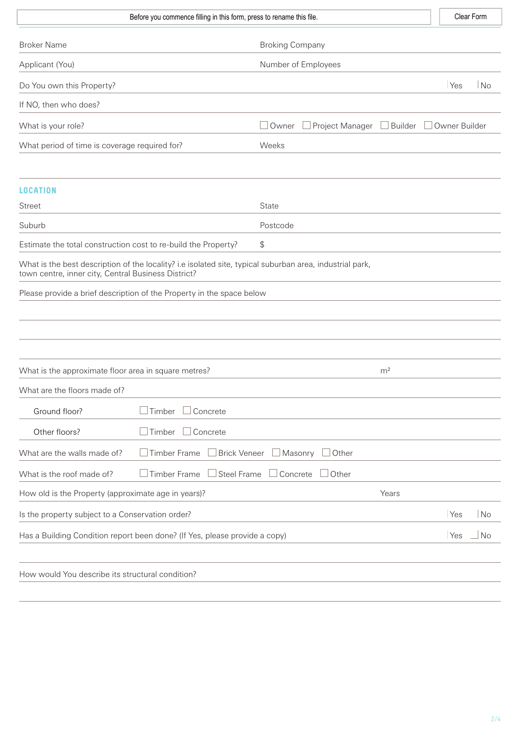Before you commence filling in this form, press to rename this file. | Clear Form

| | |
|---|---|
| Broker Name | Broking Company |
| Applicant (You) | Number of Employees |

Do You own this Property? Yes No

If NO, then who does?

What is your role? ☐ Owner ☐ Project Manager ☐ Builder ☐ Owner Builder

What period of time is coverage required for? Weeks

## LOCATION

| | |
|---|---|
| Street | State |
| Suburb | Postcode |

Estimate the total construction cost to re-build the Property? $

What is the best description of the locality? i.e isolated site, typical suburban area, industrial park, town centre, inner city, Central Business District?

Please provide a brief description of the Property in the space below

What is the approximate floor area in square metres? m²

What are the floors made of?

- Ground floor? ☐ Timber ☐ Concrete
- Other floors? ☐ Timber ☐ Concrete

What are the walls made of? ☐ Timber Frame ☐ Brick Veneer ☐ Masonry ☐ Other

What is the roof made of? ☐ Timber Frame ☐ Steel Frame ☐ Concrete ☐ Other

How old is the Property (approximate age in years)? Years

Is the property subject to a Conservation order? Yes No

Has a Building Condition report been done? (If Yes, please provide a copy) Yes No

How would You describe its structural condition?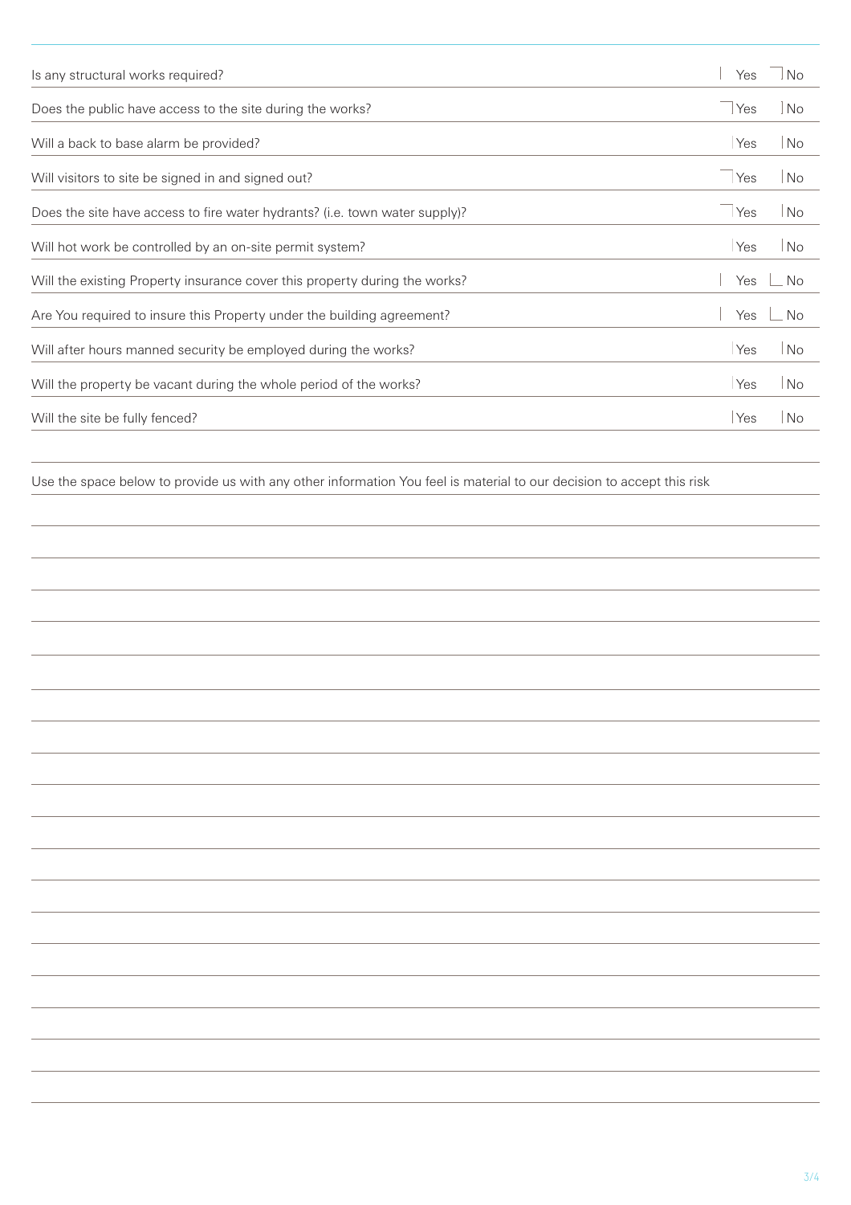| Question | Yes | No |
|---|---|---|
| Is any structural works required? | Yes | No |
| Does the public have access to the site during the works? | Yes | No |
| Will a back to base alarm be provided? | Yes | No |
| Will visitors to site be signed in and signed out? | Yes | No |
| Does the site have access to fire water hydrants? (i.e. town water supply)? | Yes | No |
| Will hot work be controlled by an on-site permit system? | Yes | No |
| Will the existing Property insurance cover this property during the works? | Yes | No |
| Are You required to insure this Property under the building agreement? | Yes | No |
| Will after hours manned security be employed during the works? | Yes | No |
| Will the property be vacant during the whole period of the works? | Yes | No |
| Will the site be fully fenced? | Yes | No |

Use the space below to provide us with any other information You feel is material to our decision to accept this risk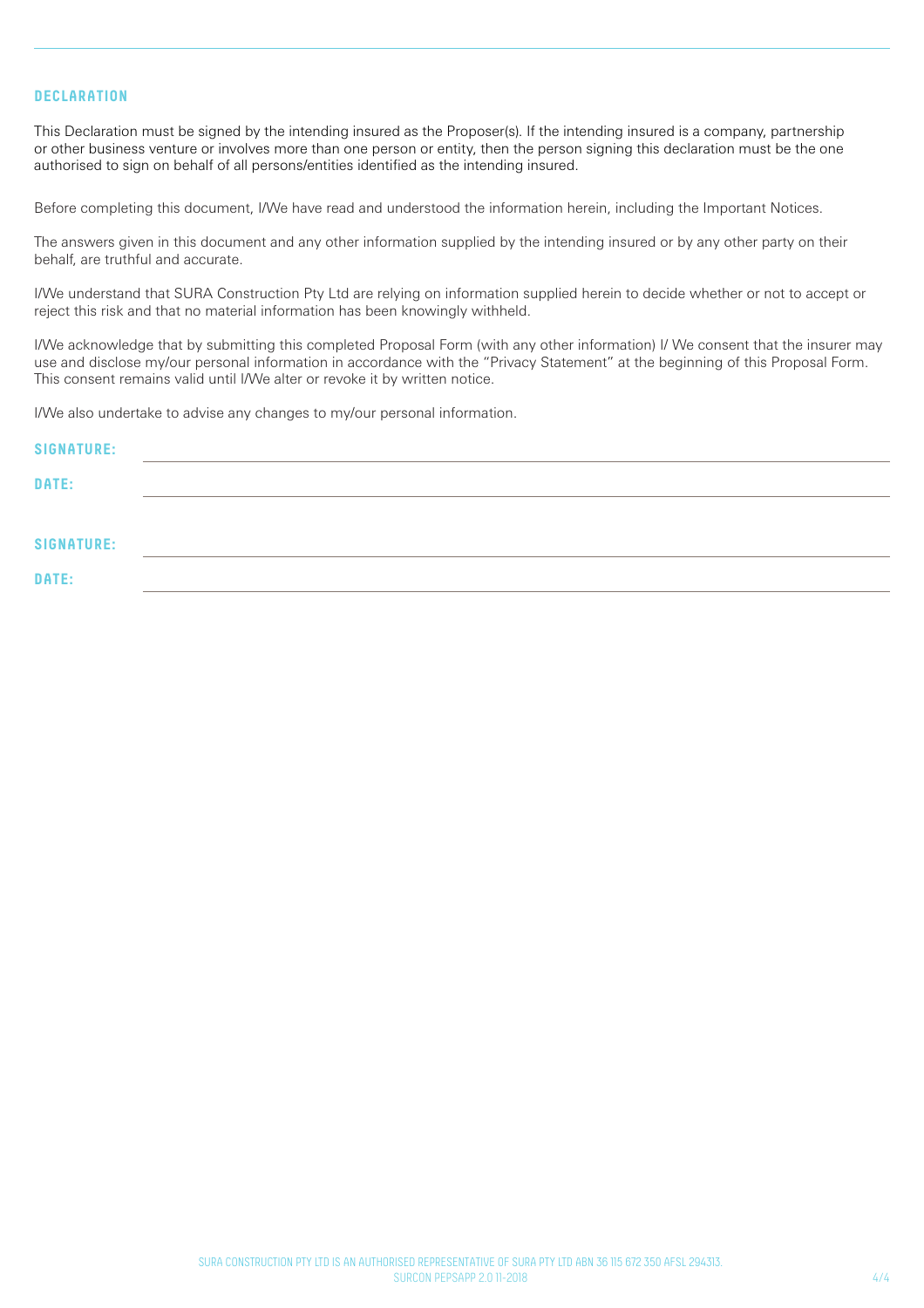## DECLARATION

This Declaration must be signed by the intending insured as the Proposer(s). If the intending insured is a company, partnership or other business venture or involves more than one person or entity, then the person signing this declaration must be the one authorised to sign on behalf of all persons/entities identified as the intending insured.

Before completing this document, I/We have read and understood the information herein, including the Important Notices.

The answers given in this document and any other information supplied by the intending insured or by any other party on their behalf, are truthful and accurate.

I/We understand that SURA Construction Pty Ltd are relying on information supplied herein to decide whether or not to accept or reject this risk and that no material information has been knowingly withheld.

I/We acknowledge that by submitting this completed Proposal Form (with any other information) I/ We consent that the insurer may use and disclose my/our personal information in accordance with the "Privacy Statement" at the beginning of this Proposal Form. This consent remains valid until I/We alter or revoke it by written notice.

I/We also undertake to advise any changes to my/our personal information.

**SIGNATURE:** ______________________________

**DATE:** ______________________________

**SIGNATURE:** ______________________________

**DATE:** ______________________________

SURA CONSTRUCTION PTY LTD IS AN AUTHORISED REPRESENTATIVE OF SURA PTY LTD ABN 36 115 672 350 AFSL 294313.
SURCON PEPSAPP 2.0 11-2018